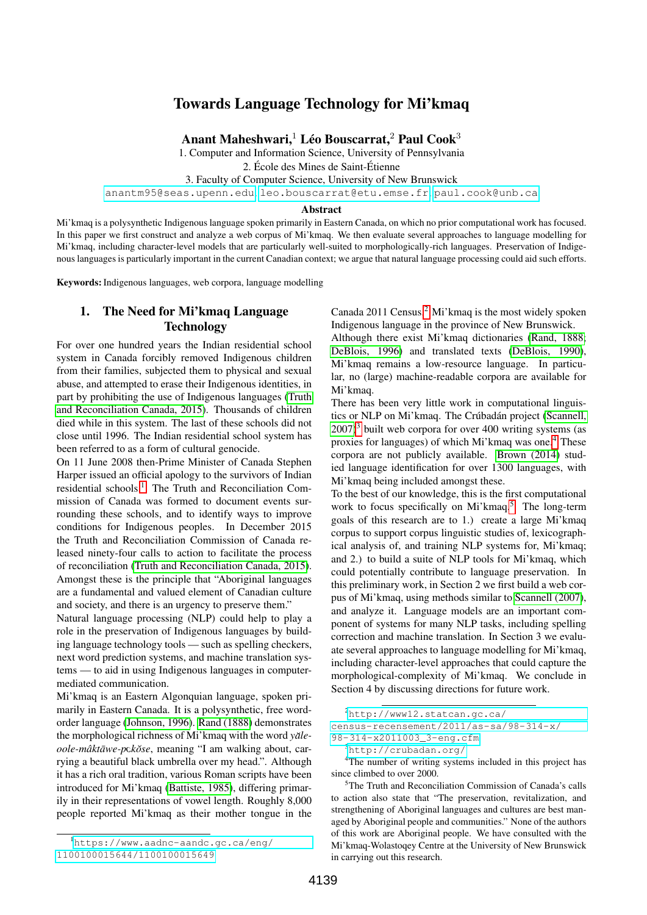# Towards Language Technology for Mi'kmaq

**Anant Maheshwari,[1] Léo Bouscarrat,[2] Paul Cook[3]**

1. Computer and Information Science, University of Pennsylvania
2. École des Mines de Saint-Étienne
3. Faculty of Computer Science, University of New Brunswick

anantm95@seas.upenn.edu, leo.bouscarrat@etu.emse.fr, paul.cook@unb.ca

### Abstract

Mi'kmaq is a polysynthetic Indigenous language spoken primarily in Eastern Canada, on which no prior computational work has focused. In this paper we first construct and analyze a web corpus of Mi'kmaq. We then evaluate several approaches to language modelling for Mi'kmaq, including character-level models that are particularly well-suited to morphologically-rich languages. Preservation of Indigenous languages is particularly important in the current Canadian context; we argue that natural language processing could aid such efforts.

**Keywords:** Indigenous languages, web corpora, language modelling

## 1. The Need for Mi'kmaq Language Technology

For over one hundred years the Indian residential school system in Canada forcibly removed Indigenous children from their families, subjected them to physical and sexual abuse, and attempted to erase their Indigenous identities, in part by prohibiting the use of Indigenous languages (Truth and Reconciliation Canada, 2015). Thousands of children died while in this system. The last of these schools did not close until 1996. The Indian residential school system has been referred to as a form of cultural genocide.

On 11 June 2008 then-Prime Minister of Canada Stephen Harper issued an official apology to the survivors of Indian residential schools.[1] The Truth and Reconciliation Commission of Canada was formed to document events surrounding these schools, and to identify ways to improve conditions for Indigenous peoples. In December 2015 the Truth and Reconciliation Commission of Canada released ninety-four calls to action to facilitate the process of reconciliation (Truth and Reconciliation Canada, 2015). Amongst these is the principle that "Aboriginal languages are a fundamental and valued element of Canadian culture and society, and there is an urgency to preserve them."

Natural language processing (NLP) could help to play a role in the preservation of Indigenous languages by building language technology tools — such as spelling checkers, next word prediction systems, and machine translation systems — to aid in using Indigenous languages in computer-mediated communication.

Mi'kmaq is an Eastern Algonquian language, spoken primarily in Eastern Canada. It is a polysynthetic, free word-order language (Johnson, 1996). Rand (1888) demonstrates the morphological richness of Mi'kmaq with the word *yăle-oole-mâktāwe-pckŏse*, meaning "I am walking about, carrying a beautiful black umbrella over my head.". Although it has a rich oral tradition, various Roman scripts have been introduced for Mi'kmaq (Battiste, 1985), differing primarily in their representations of vowel length. Roughly 8,000 people reported Mi'kmaq as their mother tongue in the Canada 2011 Census.[2] Mi'kmaq is the most widely spoken Indigenous language in the province of New Brunswick.

Although there exist Mi'kmaq dictionaries (Rand, 1888; DeBlois, 1996) and translated texts (DeBlois, 1990), Mi'kmaq remains a low-resource language. In particular, no (large) machine-readable corpora are available for Mi'kmaq.

There has been very little work in computational linguistics or NLP on Mi'kmaq. The Crúbadán project (Scannell, 2007)[3] built web corpora for over 400 writing systems (as proxies for languages) of which Mi'kmaq was one.[4] These corpora are not publicly available. Brown (2014) studied language identification for over 1300 languages, with Mi'kmaq being included amongst these.

To the best of our knowledge, this is the first computational work to focus specifically on Mi'kmaq.[5] The long-term goals of this research are to 1.) create a large Mi'kmaq corpus to support corpus linguistic studies of, lexicographical analysis of, and training NLP systems for, Mi'kmaq; and 2.) to build a suite of NLP tools for Mi'kmaq, which could potentially contribute to language preservation. In this preliminary work, in Section 2 we first build a web corpus of Mi'kmaq, using methods similar to Scannell (2007), and analyze it. Language models are an important component of systems for many NLP tasks, including spelling correction and machine translation. In Section 3 we evaluate several approaches to language modelling for Mi'kmaq, including character-level approaches that could capture the morphological-complexity of Mi'kmaq. We conclude in Section 4 by discussing directions for future work.

---

[1] https://www.aadnc-aandc.gc.ca/eng/1100100015644/1100100015649

[2] http://www12.statcan.gc.ca/census-recensement/2011/as-sa/98-314-x/98-314-x2011003_3-eng.cfm

[3] http://crubadan.org/

[4] The number of writing systems included in this project has since climbed to over 2000.

[5] The Truth and Reconciliation Commission of Canada's calls to action also state that "The preservation, revitalization, and strengthening of Aboriginal languages and cultures are best managed by Aboriginal people and communities." None of the authors of this work are Aboriginal people. We have consulted with the Mi'kmaq-Wolastoqey Centre at the University of New Brunswick in carrying out this research.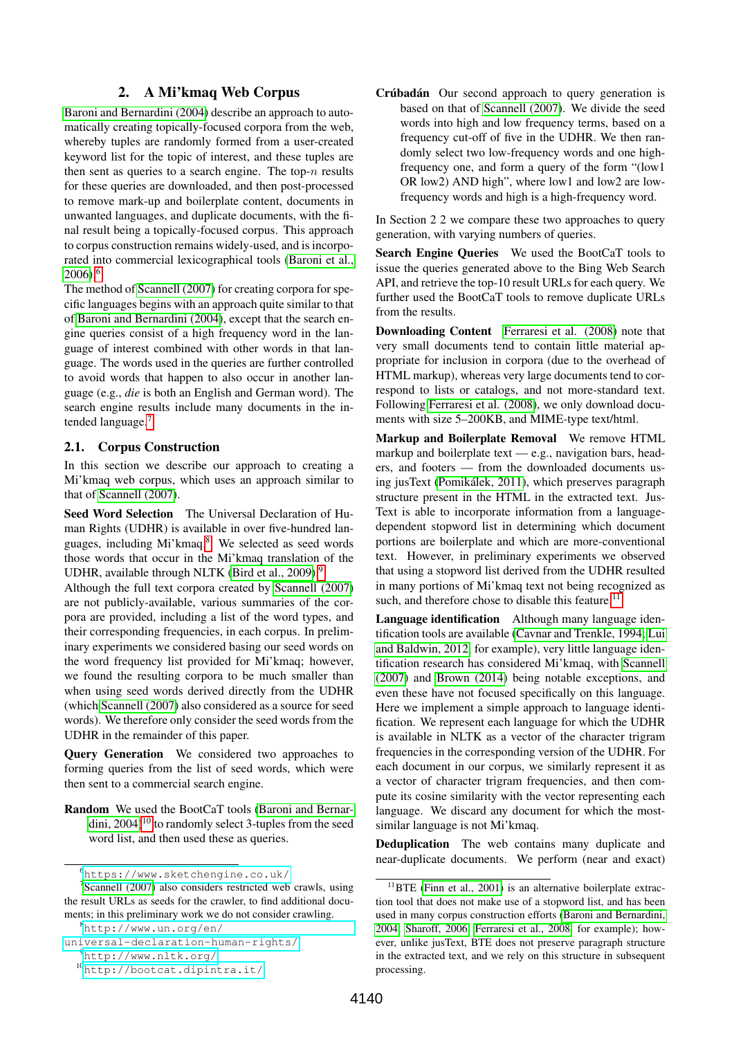## 2. A Mi'kmaq Web Corpus

Baroni and Bernardini (2004) describe an approach to automatically creating topically-focused corpora from the web, whereby tuples are randomly formed from a user-created keyword list for the topic of interest, and these tuples are then sent as queries to a search engine. The top-$n$ results for these queries are downloaded, and then post-processed to remove mark-up and boilerplate content, documents in unwanted languages, and duplicate documents, with the final result being a topically-focused corpus. This approach to corpus construction remains widely-used, and is incorporated into commercial lexicographical tools (Baroni et al., 2006).[6]

The method of Scannell (2007) for creating corpora for specific languages begins with an approach quite similar to that of Baroni and Bernardini (2004), except that the search engine queries consist of a high frequency word in the language of interest combined with other words in that language. The words used in the queries are further controlled to avoid words that happen to also occur in another language (e.g., *die* is both an English and German word). The search engine results include many documents in the intended language.[7]

### 2.1. Corpus Construction

In this section we describe our approach to creating a Mi'kmaq web corpus, which uses an approach similar to that of Scannell (2007).

**Seed Word Selection** The Universal Declaration of Human Rights (UDHR) is available in over five-hundred languages, including Mi'kmaq.[8] We selected as seed words those words that occur in the Mi'kmaq translation of the UDHR, available through NLTK (Bird et al., 2009).[9] Although the full text corpora created by Scannell (2007) are not publicly-available, various summaries of the corpora are provided, including a list of the word types, and their corresponding frequencies, in each corpus. In preliminary experiments we considered basing our seed words on the word frequency list provided for Mi'kmaq; however, we found the resulting corpora to be much smaller than when using seed words derived directly from the UDHR (which Scannell (2007) also considered as a source for seed words). We therefore only consider the seed words from the UDHR in the remainder of this paper.

**Query Generation** We considered two approaches to forming queries from the list of seed words, which were then sent to a commercial search engine.

**Random** We used the BootCaT tools (Baroni and Bernardini, 2004)[10] to randomly select 3-tuples from the seed word list, and then used these as queries.

**Crúbadán** Our second approach to query generation is based on that of Scannell (2007). We divide the seed words into high and low frequency terms, based on a frequency cut-off of five in the UDHR. We then randomly select two low-frequency words and one high-frequency one, and form a query of the form "(low1 OR low2) AND high", where low1 and low2 are low-frequency words and high is a high-frequency word.

In Section 2 2 we compare these two approaches to query generation, with varying numbers of queries.

**Search Engine Queries** We used the BootCaT tools to issue the queries generated above to the Bing Web Search API, and retrieve the top-10 result URLs for each query. We further used the BootCaT tools to remove duplicate URLs from the results.

**Downloading Content** Ferraresi et al. (2008) note that very small documents tend to contain little material appropriate for inclusion in corpora (due to the overhead of HTML markup), whereas very large documents tend to correspond to lists or catalogs, and not more-standard text. Following Ferraresi et al. (2008), we only download documents with size 5–200KB, and MIME-type text/html.

**Markup and Boilerplate Removal** We remove HTML markup and boilerplate text — e.g., navigation bars, headers, and footers — from the downloaded documents using jusText (Pomikálek, 2011), which preserves paragraph structure present in the HTML in the extracted text. JusText is able to incorporate information from a language-dependent stopword list in determining which document portions are boilerplate and which are more-conventional text. However, in preliminary experiments we observed that using a stopword list derived from the UDHR resulted in many portions of Mi'kmaq text not being recognized as such, and therefore chose to disable this feature.[11]

**Language identification** Although many language identification tools are available (Cavnar and Trenkle, 1994; Lui and Baldwin, 2012, for example), very little language identification research has considered Mi'kmaq, with Scannell (2007) and Brown (2014) being notable exceptions, and even these have not focused specifically on this language. Here we implement a simple approach to language identification. We represent each language for which the UDHR is available in NLTK as a vector of the character trigram frequencies in the corresponding version of the UDHR. For each document in our corpus, we similarly represent it as a vector of character trigram frequencies, and then compute its cosine similarity with the vector representing each language. We discard any document for which the most-similar language is not Mi'kmaq.

**Deduplication** The web contains many duplicate and near-duplicate documents. We perform (near and exact)

---

[6] https://www.sketchengine.co.uk/

[7] Scannell (2007) also considers restricted web crawls, using the result URLs as seeds for the crawler, to find additional documents; in this preliminary work we do not consider crawling.

[8] http://www.un.org/en/universal-declaration-human-rights/

[9] http://www.nltk.org/

[10] http://bootcat.dipintra.it/

[11] BTE (Finn et al., 2001) is an alternative boilerplate extraction tool that does not make use of a stopword list, and has been used in many corpus construction efforts (Baroni and Bernardini, 2004; Sharoff, 2006; Ferraresi et al., 2008, for example); however, unlike jusText, BTE does not preserve paragraph structure in the extracted text, and we rely on this structure in subsequent processing.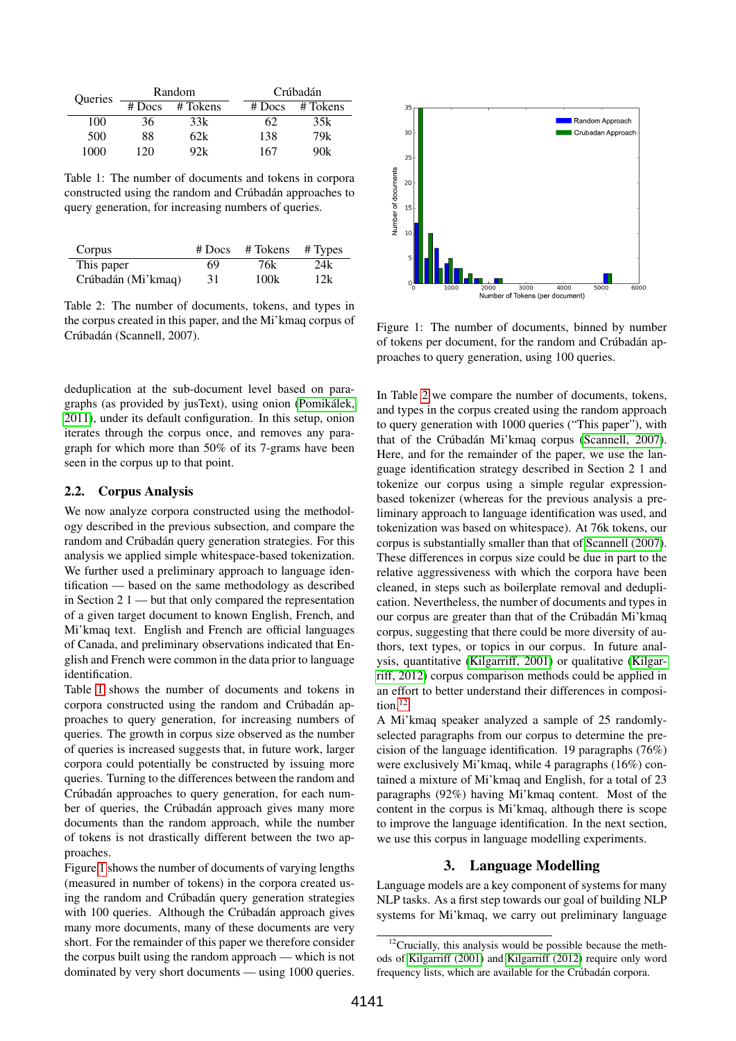| Queries | Random | | Crúbadán | |
|---|---|---|---|---|
| | # Docs | # Tokens | # Docs | # Tokens |
| 100 | 36 | 33k | 62 | 35k |
| 500 | 88 | 62k | 138 | 79k |
| 1000 | 120 | 92k | 167 | 90k |

Table 1: The number of documents and tokens in corpora constructed using the random and Crúbadán approaches to query generation, for increasing numbers of queries.

| Corpus | # Docs | # Tokens | # Types |
|---|---|---|---|
| This paper | 69 | 76k | 24k |
| Crúbadán (Mi'kmaq) | 31 | 100k | 12k |

Table 2: The number of documents, tokens, and types in the corpus created in this paper, and the Mi'kmaq corpus of Crúbadán (Scannell, 2007).

deduplication at the sub-document level based on paragraphs (as provided by jusText), using onion (Pomikálek, 2011), under its default configuration. In this setup, onion iterates through the corpus once, and removes any paragraph for which more than 50% of its 7-grams have been seen in the corpus up to that point.

### 2.2. Corpus Analysis

We now analyze corpora constructed using the methodology described in the previous subsection, and compare the random and Crúbadán query generation strategies. For this analysis we applied simple whitespace-based tokenization. We further used a preliminary approach to language identification — based on the same methodology as described in Section 2 1 — but that only compared the representation of a given target document to known English, French, and Mi'kmaq text. English and French are official languages of Canada, and preliminary observations indicated that English and French were common in the data prior to language identification.

Table 1 shows the number of documents and tokens in corpora constructed using the random and Crúbadán approaches to query generation, for increasing numbers of queries. The growth in corpus size observed as the number of queries is increased suggests that, in future work, larger corpora could potentially be constructed by issuing more queries. Turning to the differences between the random and Crúbadán approaches to query generation, for each number of queries, the Crúbadán approach gives many more documents than the random approach, while the number of tokens is not drastically different between the two approaches.

Figure 1 shows the number of documents of varying lengths (measured in number of tokens) in the corpora created using the random and Crúbadán query generation strategies with 100 queries. Although the Crúbadán approach gives many more documents, many of these documents are very short. For the remainder of this paper we therefore consider the corpus built using the random approach — which is not dominated by very short documents — using 1000 queries.

Figure 1: The number of documents, binned by number of tokens per document, for the random and Crúbadán approaches to query generation, using 100 queries.

In Table 2 we compare the number of documents, tokens, and types in the corpus created using the random approach to query generation with 1000 queries ("This paper"), with that of the Crúbadán Mi'kmaq corpus (Scannell, 2007). Here, and for the remainder of the paper, we use the language identification strategy described in Section 2 1 and tokenize our corpus using a simple regular expression-based tokenizer (whereas for the previous analysis a preliminary approach to language identification was used, and tokenization was based on whitespace). At 76k tokens, our corpus is substantially smaller than that of Scannell (2007). These differences in corpus size could be due in part to the relative aggressiveness with which the corpora have been cleaned, in steps such as boilerplate removal and deduplication. Nevertheless, the number of documents and types in our corpus are greater than that of the Crúbadán Mi'kmaq corpus, suggesting that there could be more diversity of authors, text types, or topics in our corpus. In future analysis, quantitative (Kilgarriff, 2001) or qualitative (Kilgarriff, 2012) corpus comparison methods could be applied in an effort to better understand their differences in composition.[12]

A Mi'kmaq speaker analyzed a sample of 25 randomly-selected paragraphs from our corpus to determine the precision of the language identification. 19 paragraphs (76%) were exclusively Mi'kmaq, while 4 paragraphs (16%) contained a mixture of Mi'kmaq and English, for a total of 23 paragraphs (92%) having Mi'kmaq content. Most of the content in the corpus is Mi'kmaq, although there is scope to improve the language identification. In the next section, we use this corpus in language modelling experiments.

## 3. Language Modelling

Language models are a key component of systems for many NLP tasks. As a first step towards our goal of building NLP systems for Mi'kmaq, we carry out preliminary language

[12] Crucially, this analysis would be possible because the methods of Kilgarriff (2001) and Kilgarriff (2012) require only word frequency lists, which are available for the Crúbadán corpora.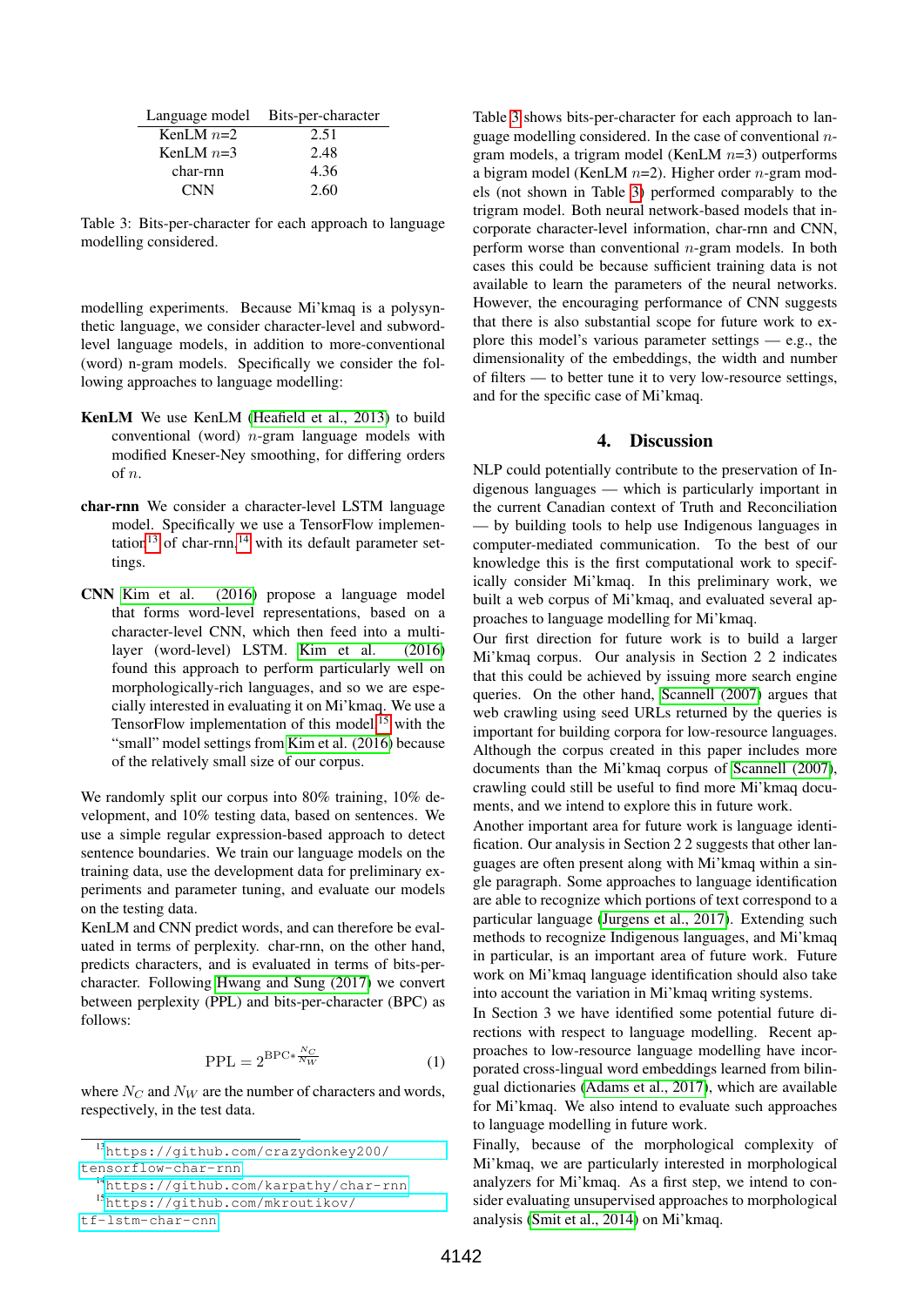| Language model | Bits-per-character |
|---|---|
| KenLM $n$=2 | 2.51 |
| KenLM $n$=3 | 2.48 |
| char-rnn | 4.36 |
| CNN | 2.60 |

Table 3: Bits-per-character for each approach to language modelling considered.

modelling experiments. Because Mi'kmaq is a polysynthetic language, we consider character-level and subword-level language models, in addition to more-conventional (word) n-gram models. Specifically we consider the following approaches to language modelling:

**KenLM** We use KenLM (Heafield et al., 2013) to build conventional (word) $n$-gram language models with modified Kneser-Ney smoothing, for differing orders of $n$.

**char-rnn** We consider a character-level LSTM language model. Specifically we use a TensorFlow implementation[13] of char-rnn,[14] with its default parameter settings.

**CNN** Kim et al. (2016) propose a language model that forms word-level representations, based on a character-level CNN, which then feed into a multi-layer (word-level) LSTM. Kim et al. (2016) found this approach to perform particularly well on morphologically-rich languages, and so we are especially interested in evaluating it on Mi'kmaq. We use a TensorFlow implementation of this model[15] with the "small" model settings from Kim et al. (2016) because of the relatively small size of our corpus.

We randomly split our corpus into 80% training, 10% development, and 10% testing data, based on sentences. We use a simple regular expression-based approach to detect sentence boundaries. We train our language models on the training data, use the development data for preliminary experiments and parameter tuning, and evaluate our models on the testing data.

KenLM and CNN predict words, and can therefore be evaluated in terms of perplexity. char-rnn, on the other hand, predicts characters, and is evaluated in terms of bits-per-character. Following Hwang and Sung (2017) we convert between perplexity (PPL) and bits-per-character (BPC) as follows:

$$\mathrm{PPL} = 2^{\mathrm{BPC} * \frac{N_C}{N_W}} \tag{1}$$

where $N_C$ and $N_W$ are the number of characters and words, respectively, in the test data.

Table 3 shows bits-per-character for each approach to language modelling considered. In the case of conventional $n$-gram models, a trigram model (KenLM $n$=3) outperforms a bigram model (KenLM $n$=2). Higher order $n$-gram models (not shown in Table 3) performed comparably to the trigram model. Both neural network-based models that incorporate character-level information, char-rnn and CNN, perform worse than conventional $n$-gram models. In both cases this could be because sufficient training data is not available to learn the parameters of the neural networks. However, the encouraging performance of CNN suggests that there is also substantial scope for future work to explore this model's various parameter settings — e.g., the dimensionality of the embeddings, the width and number of filters — to better tune it to very low-resource settings, and for the specific case of Mi'kmaq.

## 4. Discussion

NLP could potentially contribute to the preservation of Indigenous languages — which is particularly important in the current Canadian context of Truth and Reconciliation — by building tools to help use Indigenous languages in computer-mediated communication. To the best of our knowledge this is the first computational work to specifically consider Mi'kmaq. In this preliminary work, we built a web corpus of Mi'kmaq, and evaluated several approaches to language modelling for Mi'kmaq.

Our first direction for future work is to build a larger Mi'kmaq corpus. Our analysis in Section 2 2 indicates that this could be achieved by issuing more search engine queries. On the other hand, Scannell (2007) argues that web crawling using seed URLs returned by the queries is important for building corpora for low-resource languages. Although the corpus created in this paper includes more documents than the Mi'kmaq corpus of Scannell (2007), crawling could still be useful to find more Mi'kmaq documents, and we intend to explore this in future work.

Another important area for future work is language identification. Our analysis in Section 2 2 suggests that other languages are often present along with Mi'kmaq within a single paragraph. Some approaches to language identification are able to recognize which portions of text correspond to a particular language (Jurgens et al., 2017). Extending such methods to recognize Indigenous languages, and Mi'kmaq in particular, is an important area of future work. Future work on Mi'kmaq language identification should also take into account the variation in Mi'kmaq writing systems.

In Section 3 we have identified some potential future directions with respect to language modelling. Recent approaches to low-resource language modelling have incorporated cross-lingual word embeddings learned from bilingual dictionaries (Adams et al., 2017), which are available for Mi'kmaq. We also intend to evaluate such approaches to language modelling in future work.

Finally, because of the morphological complexity of Mi'kmaq, we are particularly interested in morphological analyzers for Mi'kmaq. As a first step, we intend to consider evaluating unsupervised approaches to morphological analysis (Smit et al., 2014) on Mi'kmaq.

[13] https://github.com/crazydonkey200/tensorflow-char-rnn

[14] https://github.com/karpathy/char-rnn

[15] https://github.com/mkroutikov/tf-lstm-char-cnn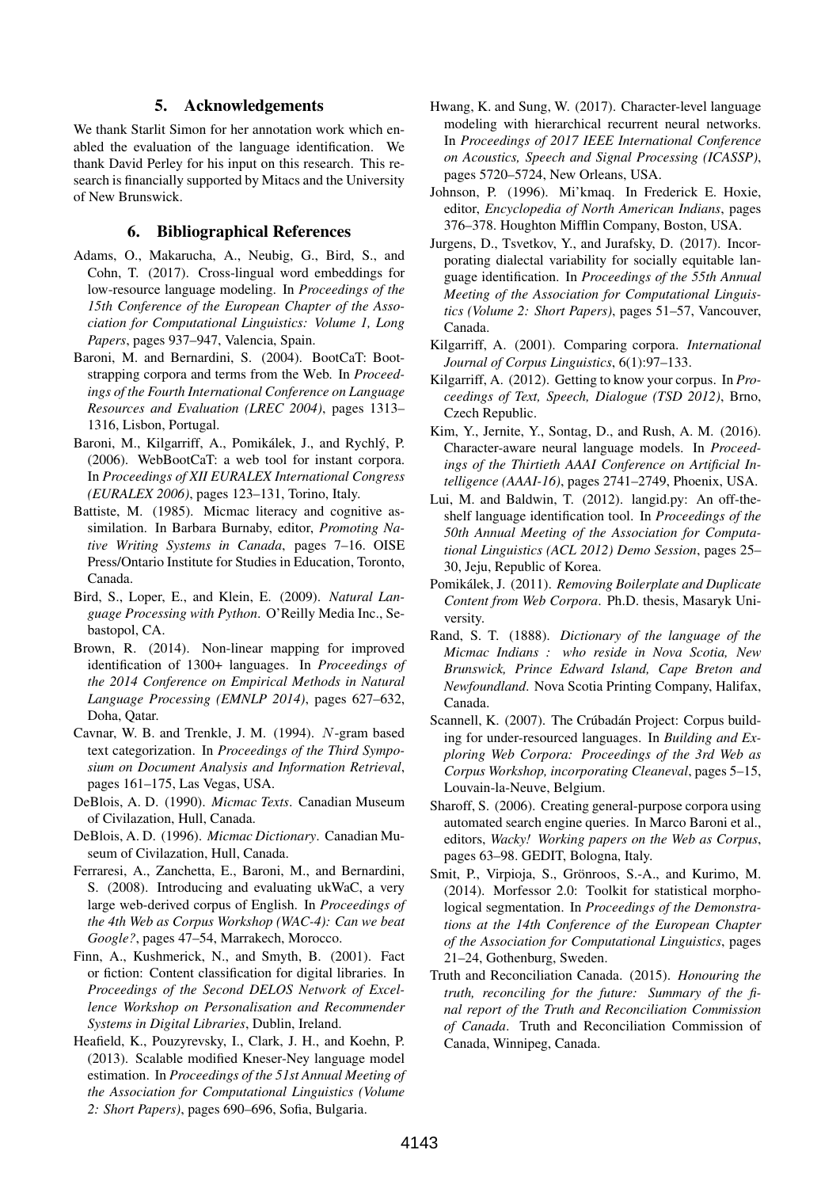## 5. Acknowledgements

We thank Starlit Simon for her annotation work which enabled the evaluation of the language identification. We thank David Perley for his input on this research. This research is financially supported by Mitacs and the University of New Brunswick.

## 6. Bibliographical References

Adams, O., Makarucha, A., Neubig, G., Bird, S., and Cohn, T. (2017). Cross-lingual word embeddings for low-resource language modeling. In *Proceedings of the 15th Conference of the European Chapter of the Association for Computational Linguistics: Volume 1, Long Papers*, pages 937–947, Valencia, Spain.

Baroni, M. and Bernardini, S. (2004). BootCaT: Bootstrapping corpora and terms from the Web. In *Proceedings of the Fourth International Conference on Language Resources and Evaluation (LREC 2004)*, pages 1313–1316, Lisbon, Portugal.

Baroni, M., Kilgarriff, A., Pomikálek, J., and Rychlý, P. (2006). WebBootCaT: a web tool for instant corpora. In *Proceedings of XII EURALEX International Congress (EURALEX 2006)*, pages 123–131, Torino, Italy.

Battiste, M. (1985). Micmac literacy and cognitive assimilation. In Barbara Burnaby, editor, *Promoting Native Writing Systems in Canada*, pages 7–16. OISE Press/Ontario Institute for Studies in Education, Toronto, Canada.

Bird, S., Loper, E., and Klein, E. (2009). *Natural Language Processing with Python*. O'Reilly Media Inc., Sebastopol, CA.

Brown, R. (2014). Non-linear mapping for improved identification of 1300+ languages. In *Proceedings of the 2014 Conference on Empirical Methods in Natural Language Processing (EMNLP 2014)*, pages 627–632, Doha, Qatar.

Cavnar, W. B. and Trenkle, J. M. (1994). $N$-gram based text categorization. In *Proceedings of the Third Symposium on Document Analysis and Information Retrieval*, pages 161–175, Las Vegas, USA.

DeBlois, A. D. (1990). *Micmac Texts*. Canadian Museum of Civilazation, Hull, Canada.

DeBlois, A. D. (1996). *Micmac Dictionary*. Canadian Museum of Civilazation, Hull, Canada.

Ferraresi, A., Zanchetta, E., Baroni, M., and Bernardini, S. (2008). Introducing and evaluating ukWaC, a very large web-derived corpus of English. In *Proceedings of the 4th Web as Corpus Workshop (WAC-4): Can we beat Google?*, pages 47–54, Marrakech, Morocco.

Finn, A., Kushmerick, N., and Smyth, B. (2001). Fact or fiction: Content classification for digital libraries. In *Proceedings of the Second DELOS Network of Excellence Workshop on Personalisation and Recommender Systems in Digital Libraries*, Dublin, Ireland.

Heafield, K., Pouzyrevsky, I., Clark, J. H., and Koehn, P. (2013). Scalable modified Kneser-Ney language model estimation. In *Proceedings of the 51st Annual Meeting of the Association for Computational Linguistics (Volume 2: Short Papers)*, pages 690–696, Sofia, Bulgaria.

Hwang, K. and Sung, W. (2017). Character-level language modeling with hierarchical recurrent neural networks. In *Proceedings of 2017 IEEE International Conference on Acoustics, Speech and Signal Processing (ICASSP)*, pages 5720–5724, New Orleans, USA.

Johnson, P. (1996). Mi'kmaq. In Frederick E. Hoxie, editor, *Encyclopedia of North American Indians*, pages 376–378. Houghton Mifflin Company, Boston, USA.

Jurgens, D., Tsvetkov, Y., and Jurafsky, D. (2017). Incorporating dialectal variability for socially equitable language identification. In *Proceedings of the 55th Annual Meeting of the Association for Computational Linguistics (Volume 2: Short Papers)*, pages 51–57, Vancouver, Canada.

Kilgarriff, A. (2001). Comparing corpora. *International Journal of Corpus Linguistics*, 6(1):97–133.

Kilgarriff, A. (2012). Getting to know your corpus. In *Proceedings of Text, Speech, Dialogue (TSD 2012)*, Brno, Czech Republic.

Kim, Y., Jernite, Y., Sontag, D., and Rush, A. M. (2016). Character-aware neural language models. In *Proceedings of the Thirtieth AAAI Conference on Artificial Intelligence (AAAI-16)*, pages 2741–2749, Phoenix, USA.

Lui, M. and Baldwin, T. (2012). langid.py: An off-the-shelf language identification tool. In *Proceedings of the 50th Annual Meeting of the Association for Computational Linguistics (ACL 2012) Demo Session*, pages 25–30, Jeju, Republic of Korea.

Pomikálek, J. (2011). *Removing Boilerplate and Duplicate Content from Web Corpora*. Ph.D. thesis, Masaryk University.

Rand, S. T. (1888). *Dictionary of the language of the Micmac Indians : who reside in Nova Scotia, New Brunswick, Prince Edward Island, Cape Breton and Newfoundland*. Nova Scotia Printing Company, Halifax, Canada.

Scannell, K. (2007). The Crúbadán Project: Corpus building for under-resourced languages. In *Building and Exploring Web Corpora: Proceedings of the 3rd Web as Corpus Workshop, incorporating Cleaneval*, pages 5–15, Louvain-la-Neuve, Belgium.

Sharoff, S. (2006). Creating general-purpose corpora using automated search engine queries. In Marco Baroni et al., editors, *Wacky! Working papers on the Web as Corpus*, pages 63–98. GEDIT, Bologna, Italy.

Smit, P., Virpioja, S., Grönroos, S.-A., and Kurimo, M. (2014). Morfessor 2.0: Toolkit for statistical morphological segmentation. In *Proceedings of the Demonstrations at the 14th Conference of the European Chapter of the Association for Computational Linguistics*, pages 21–24, Gothenburg, Sweden.

Truth and Reconciliation Canada. (2015). *Honouring the truth, reconciling for the future: Summary of the final report of the Truth and Reconciliation Commission of Canada*. Truth and Reconciliation Commission of Canada, Winnipeg, Canada.